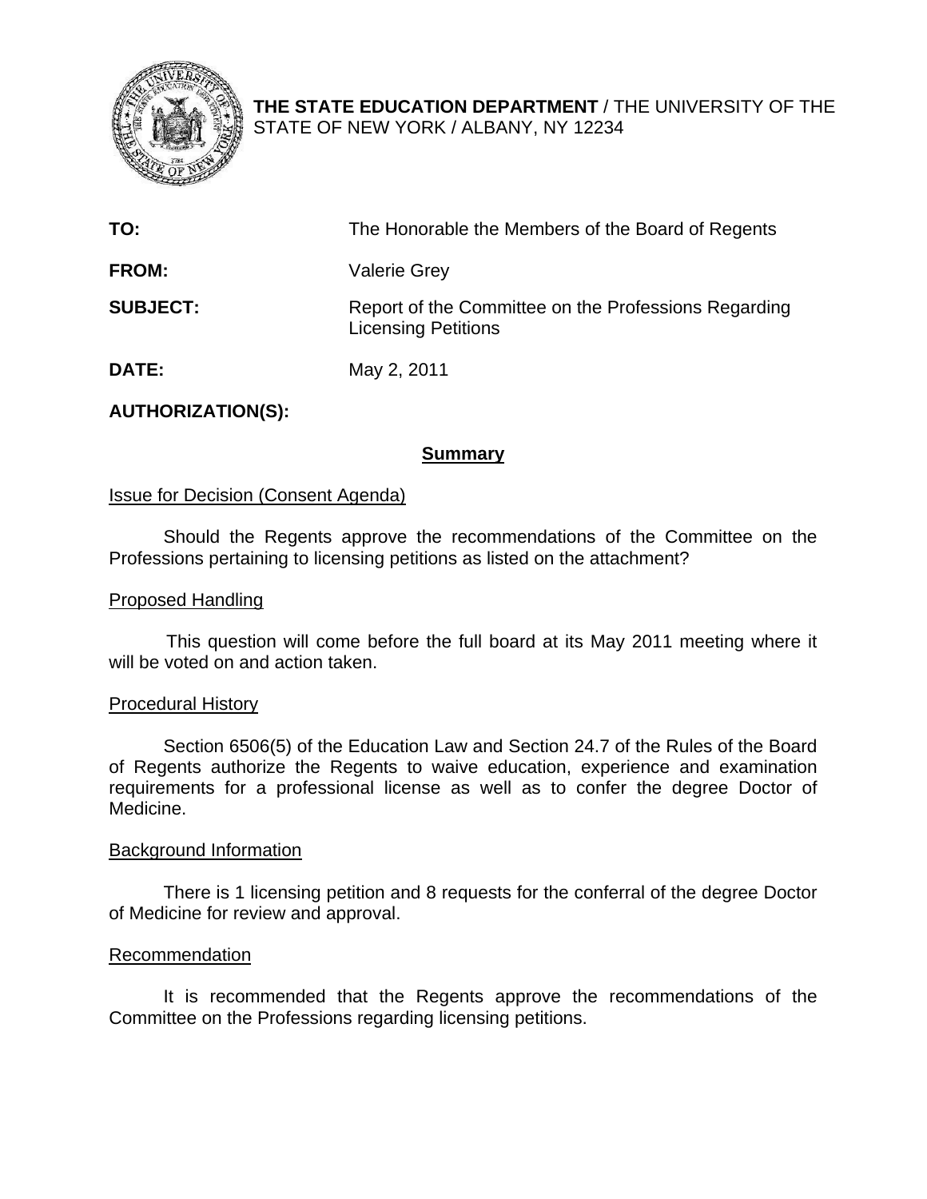**THE STATE EDUCATION DEPARTMENT** / THE UNIVERSITY OF THE STATE OF NEW YORK / ALBANY, NY 12234

| | |
|---|---|
| **TO:** | The Honorable the Members of the Board of Regents |
| **FROM:** | Valerie Grey |
| **SUBJECT:** | Report of the Committee on the Professions Regarding Licensing Petitions |
| **DATE:** | May 2, 2011 |

**AUTHORIZATION(S):**

## Summary

### Issue for Decision (Consent Agenda)

Should the Regents approve the recommendations of the Committee on the Professions pertaining to licensing petitions as listed on the attachment?

### Proposed Handling

This question will come before the full board at its May 2011 meeting where it will be voted on and action taken.

### Procedural History

Section 6506(5) of the Education Law and Section 24.7 of the Rules of the Board of Regents authorize the Regents to waive education, experience and examination requirements for a professional license as well as to confer the degree Doctor of Medicine.

### Background Information

There is 1 licensing petition and 8 requests for the conferral of the degree Doctor of Medicine for review and approval.

### Recommendation

It is recommended that the Regents approve the recommendations of the Committee on the Professions regarding licensing petitions.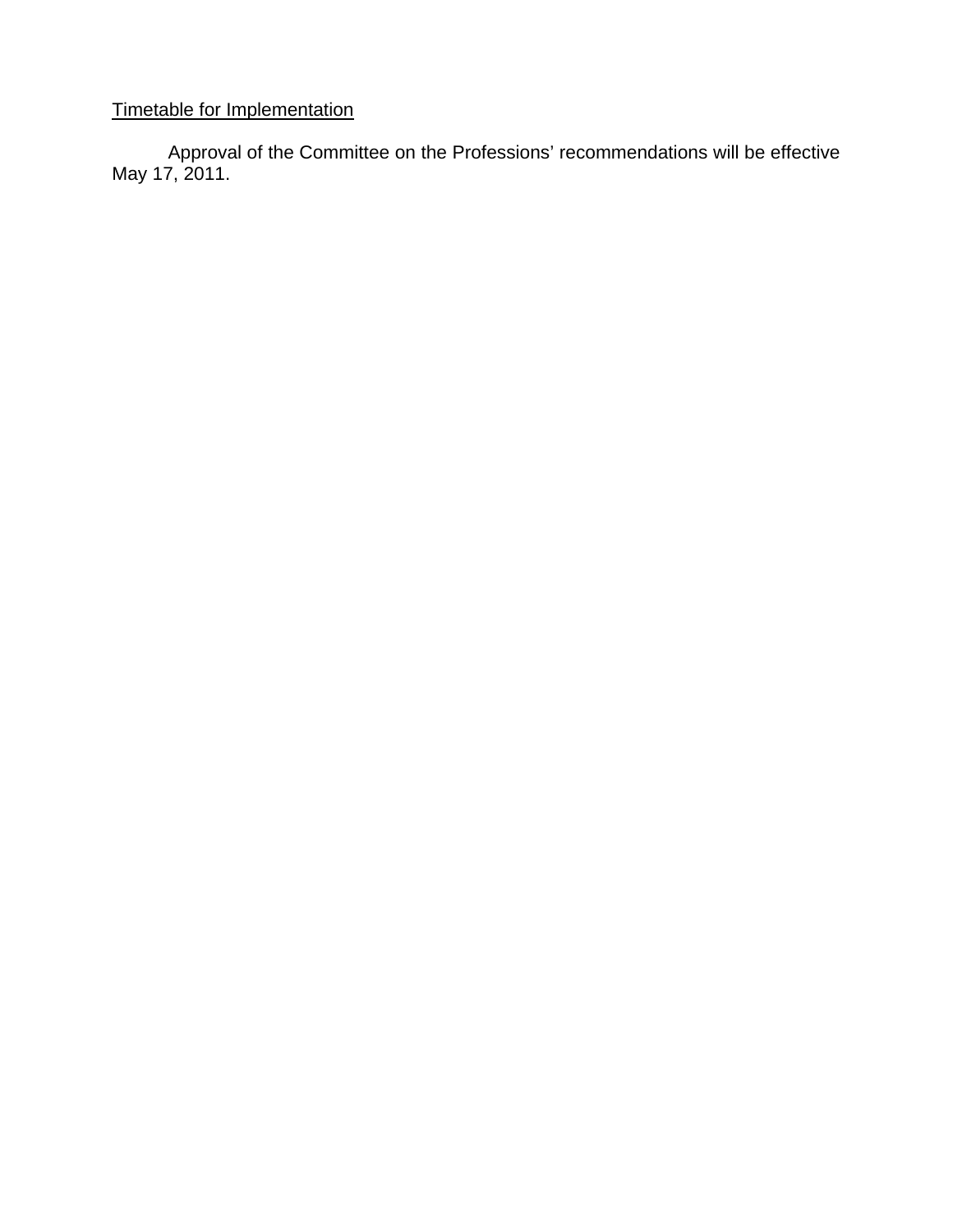Timetable for Implementation

Approval of the Committee on the Professions' recommendations will be effective May 17, 2011.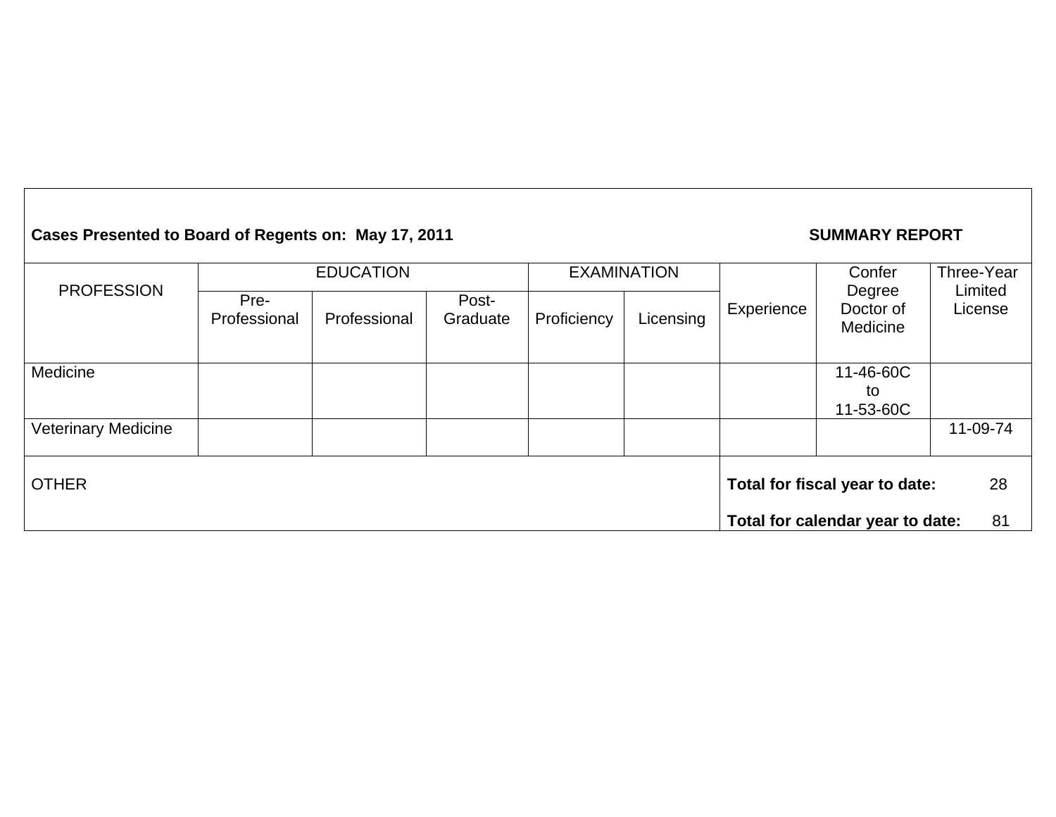**Cases Presented to Board of Regents on: May 17, 2011** **SUMMARY REPORT**

| PROFESSION | EDUCATION | | | EXAMINATION | | Experience | Confer Degree Doctor of Medicine | Three-Year Limited License |
|---|---|---|---|---|---|---|---|---|
| | Pre-Professional | Professional | Post-Graduate | Proficiency | Licensing | | | |
| Medicine | | | | | | | 11-46-60C to 11-53-60C | |
| Veterinary Medicine | | | | | | | | 11-09-74 |
| OTHER | | | | | | **Total for fiscal year to date:** 28<br>**Total for calendar year to date:** 81 | | |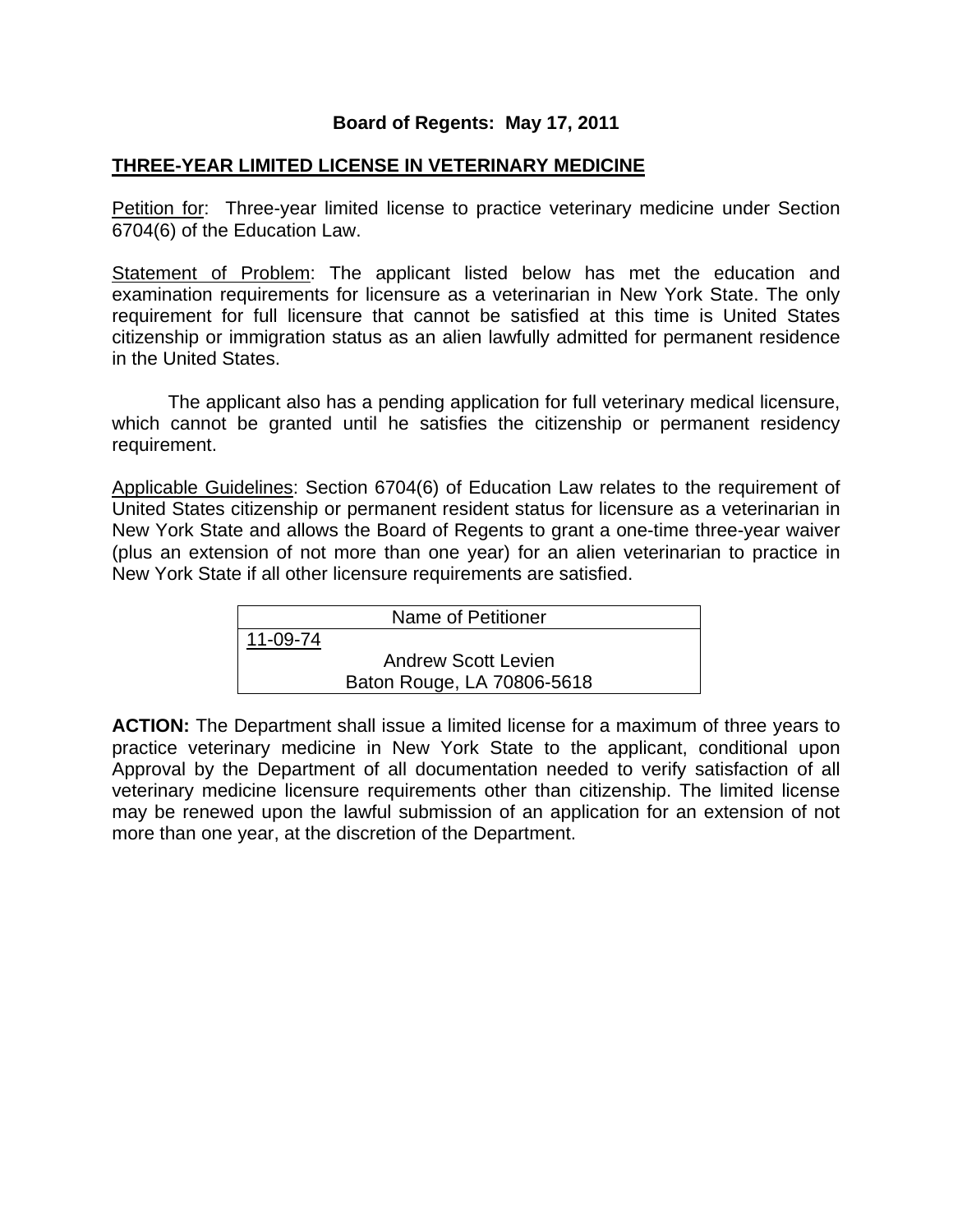**Board of Regents: May 17, 2011**

## THREE-YEAR LIMITED LICENSE IN VETERINARY MEDICINE

Petition for: Three-year limited license to practice veterinary medicine under Section 6704(6) of the Education Law.

Statement of Problem: The applicant listed below has met the education and examination requirements for licensure as a veterinarian in New York State. The only requirement for full licensure that cannot be satisfied at this time is United States citizenship or immigration status as an alien lawfully admitted for permanent residence in the United States.

The applicant also has a pending application for full veterinary medical licensure, which cannot be granted until he satisfies the citizenship or permanent residency requirement.

Applicable Guidelines: Section 6704(6) of Education Law relates to the requirement of United States citizenship or permanent resident status for licensure as a veterinarian in New York State and allows the Board of Regents to grant a one-time three-year waiver (plus an extension of not more than one year) for an alien veterinarian to practice in New York State if all other licensure requirements are satisfied.

| Name of Petitioner |
| --- |
| 11-09-74<br>Andrew Scott Levien<br>Baton Rouge, LA 70806-5618 |

**ACTION:** The Department shall issue a limited license for a maximum of three years to practice veterinary medicine in New York State to the applicant, conditional upon Approval by the Department of all documentation needed to verify satisfaction of all veterinary medicine licensure requirements other than citizenship. The limited license may be renewed upon the lawful submission of an application for an extension of not more than one year, at the discretion of the Department.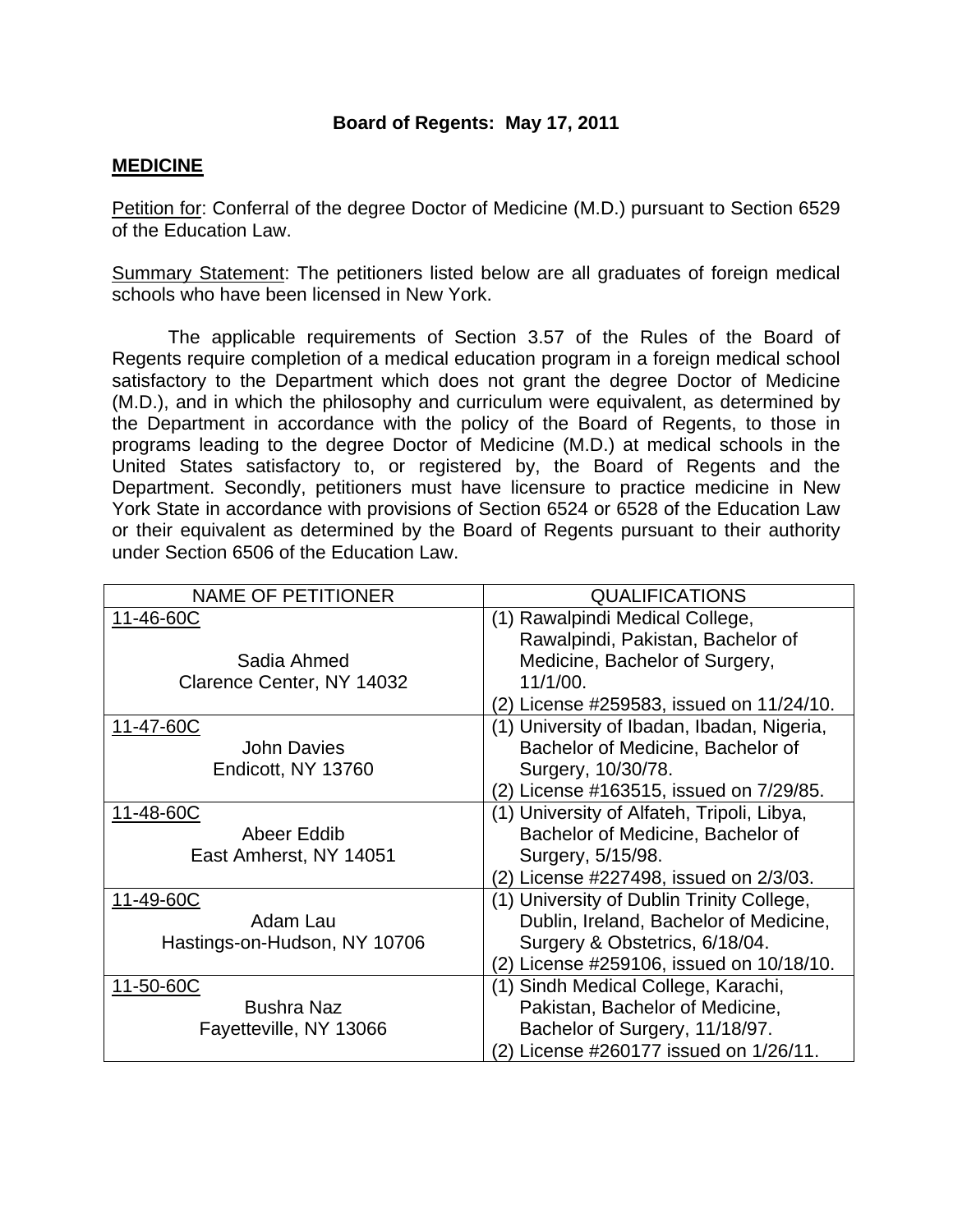**Board of Regents: May 17, 2011**

## MEDICINE

Petition for: Conferral of the degree Doctor of Medicine (M.D.) pursuant to Section 6529 of the Education Law.

Summary Statement: The petitioners listed below are all graduates of foreign medical schools who have been licensed in New York.

The applicable requirements of Section 3.57 of the Rules of the Board of Regents require completion of a medical education program in a foreign medical school satisfactory to the Department which does not grant the degree Doctor of Medicine (M.D.), and in which the philosophy and curriculum were equivalent, as determined by the Department in accordance with the policy of the Board of Regents, to those in programs leading to the degree Doctor of Medicine (M.D.) at medical schools in the United States satisfactory to, or registered by, the Board of Regents and the Department. Secondly, petitioners must have licensure to practice medicine in New York State in accordance with provisions of Section 6524 or 6528 of the Education Law or their equivalent as determined by the Board of Regents pursuant to their authority under Section 6506 of the Education Law.

| NAME OF PETITIONER | QUALIFICATIONS |
|---|---|
| 11-46-60C<br>Sadia Ahmed<br>Clarence Center, NY 14032 | (1) Rawalpindi Medical College, Rawalpindi, Pakistan, Bachelor of Medicine, Bachelor of Surgery, 11/1/00.<br>(2) License #259583, issued on 11/24/10. |
| 11-47-60C<br>John Davies<br>Endicott, NY 13760 | (1) University of Ibadan, Ibadan, Nigeria, Bachelor of Medicine, Bachelor of Surgery, 10/30/78.<br>(2) License #163515, issued on 7/29/85. |
| 11-48-60C<br>Abeer Eddib<br>East Amherst, NY 14051 | (1) University of Alfateh, Tripoli, Libya, Bachelor of Medicine, Bachelor of Surgery, 5/15/98.<br>(2) License #227498, issued on 2/3/03. |
| 11-49-60C<br>Adam Lau<br>Hastings-on-Hudson, NY 10706 | (1) University of Dublin Trinity College, Dublin, Ireland, Bachelor of Medicine, Surgery & Obstetrics, 6/18/04.<br>(2) License #259106, issued on 10/18/10. |
| 11-50-60C<br>Bushra Naz<br>Fayetteville, NY 13066 | (1) Sindh Medical College, Karachi, Pakistan, Bachelor of Medicine, Bachelor of Surgery, 11/18/97.<br>(2) License #260177 issued on 1/26/11. |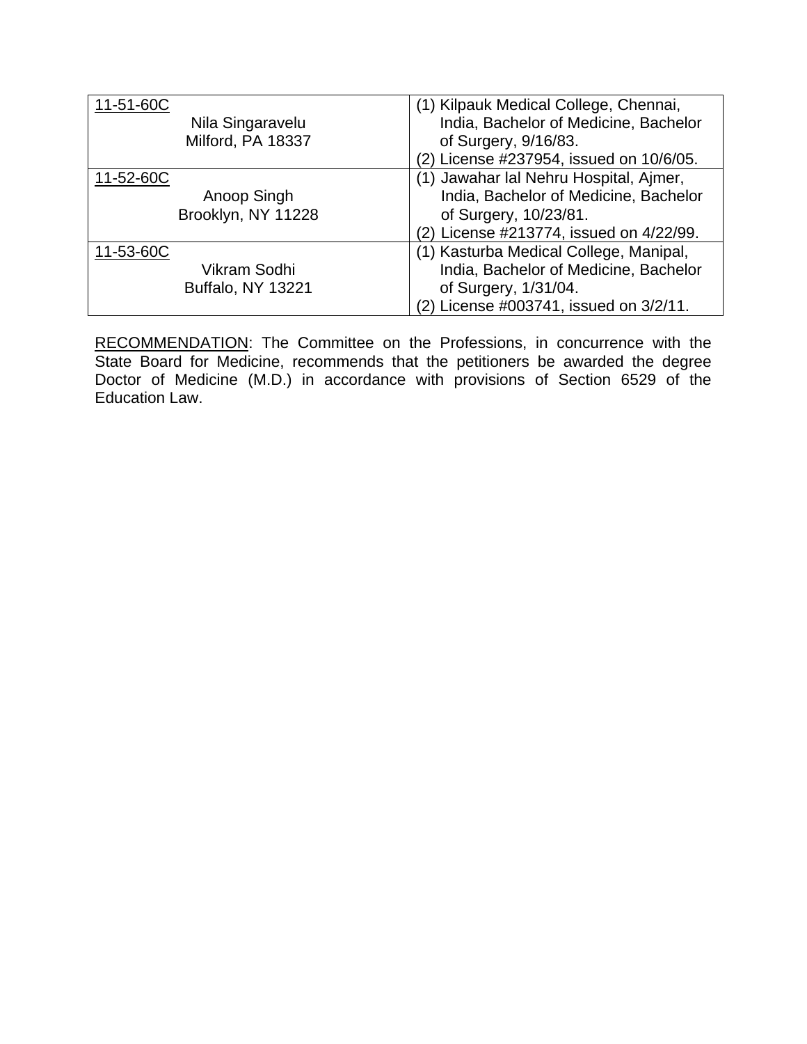| | |
|---|---|
| 11-51-60C<br>Nila Singaravelu<br>Milford, PA 18337 | (1) Kilpauk Medical College, Chennai, India, Bachelor of Medicine, Bachelor of Surgery, 9/16/83.<br>(2) License #237954, issued on 10/6/05. |
| 11-52-60C<br>Anoop Singh<br>Brooklyn, NY 11228 | (1) Jawahar lal Nehru Hospital, Ajmer, India, Bachelor of Medicine, Bachelor of Surgery, 10/23/81.<br>(2) License #213774, issued on 4/22/99. |
| 11-53-60C<br>Vikram Sodhi<br>Buffalo, NY 13221 | (1) Kasturba Medical College, Manipal, India, Bachelor of Medicine, Bachelor of Surgery, 1/31/04.<br>(2) License #003741, issued on 3/2/11. |

RECOMMENDATION: The Committee on the Professions, in concurrence with the State Board for Medicine, recommends that the petitioners be awarded the degree Doctor of Medicine (M.D.) in accordance with provisions of Section 6529 of the Education Law.